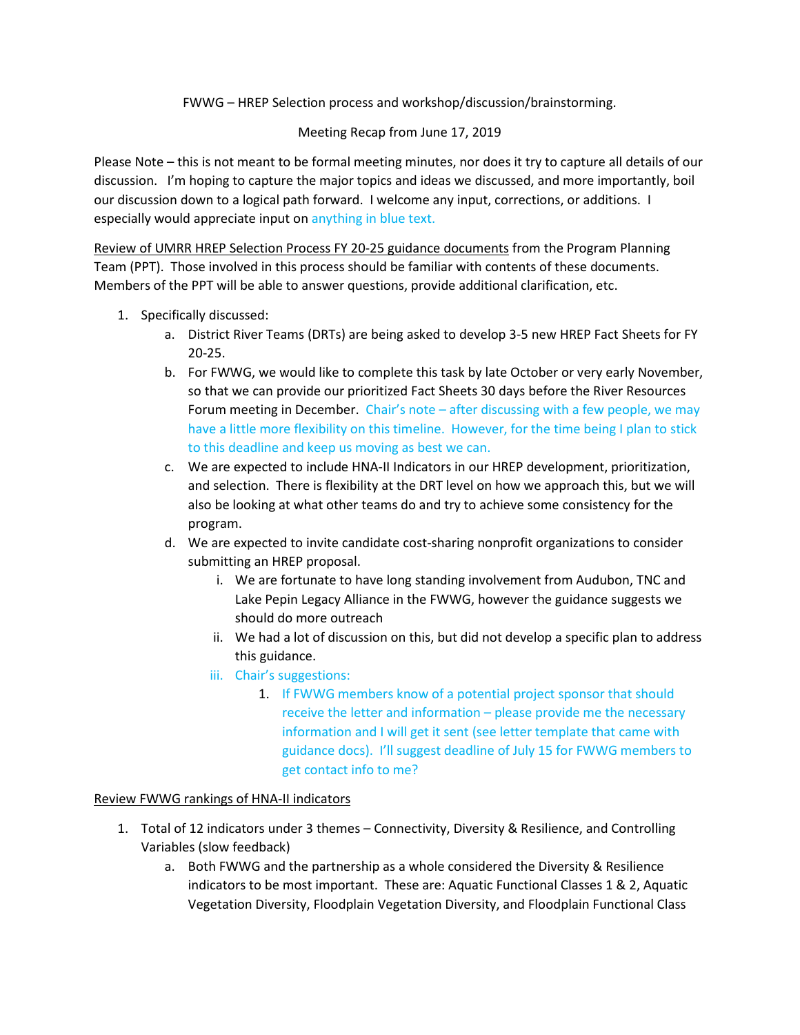FWWG – HREP Selection process and workshop/discussion/brainstorming.

Meeting Recap from June 17, 2019

Please Note – this is not meant to be formal meeting minutes, nor does it try to capture all details of our discussion. I'm hoping to capture the major topics and ideas we discussed, and more importantly, boil our discussion down to a logical path forward. I welcome any input, corrections, or additions. I especially would appreciate input on anything in blue text.

Review of UMRR HREP Selection Process FY 20-25 guidance documents from the Program Planning Team (PPT). Those involved in this process should be familiar with contents of these documents. Members of the PPT will be able to answer questions, provide additional clarification, etc.

1. Specifically discussed:
   a. District River Teams (DRTs) are being asked to develop 3-5 new HREP Fact Sheets for FY 20-25.
   b. For FWWG, we would like to complete this task by late October or very early November, so that we can provide our prioritized Fact Sheets 30 days before the River Resources Forum meeting in December. Chair's note – after discussing with a few people, we may have a little more flexibility on this timeline. However, for the time being I plan to stick to this deadline and keep us moving as best we can.
   c. We are expected to include HNA-II Indicators in our HREP development, prioritization, and selection. There is flexibility at the DRT level on how we approach this, but we will also be looking at what other teams do and try to achieve some consistency for the program.
   d. We are expected to invite candidate cost-sharing nonprofit organizations to consider submitting an HREP proposal.
      i. We are fortunate to have long standing involvement from Audubon, TNC and Lake Pepin Legacy Alliance in the FWWG, however the guidance suggests we should do more outreach
      ii. We had a lot of discussion on this, but did not develop a specific plan to address this guidance.
      iii. Chair's suggestions:
         1. If FWWG members know of a potential project sponsor that should receive the letter and information – please provide me the necessary information and I will get it sent (see letter template that came with guidance docs). I'll suggest deadline of July 15 for FWWG members to get contact info to me?

Review FWWG rankings of HNA-II indicators

1. Total of 12 indicators under 3 themes – Connectivity, Diversity & Resilience, and Controlling Variables (slow feedback)
   a. Both FWWG and the partnership as a whole considered the Diversity & Resilience indicators to be most important. These are: Aquatic Functional Classes 1 & 2, Aquatic Vegetation Diversity, Floodplain Vegetation Diversity, and Floodplain Functional Class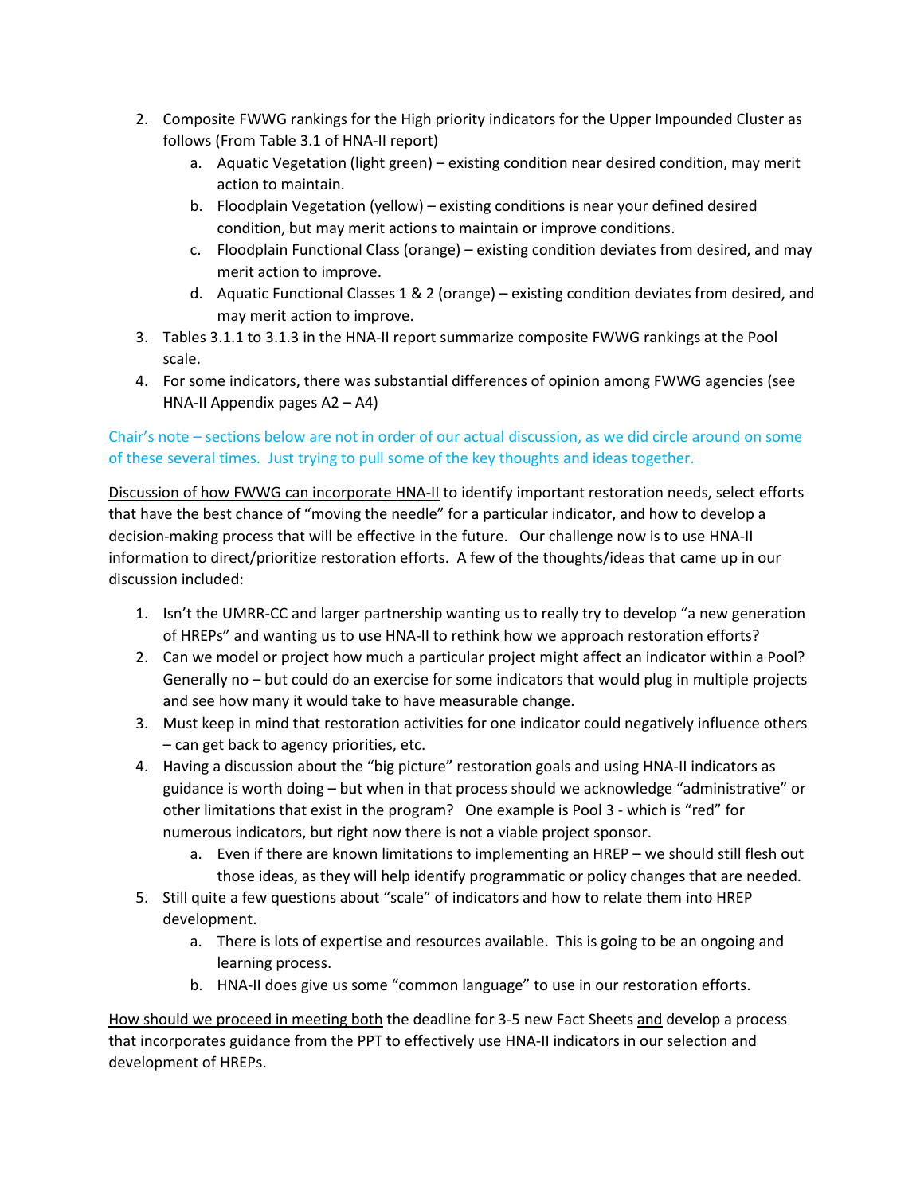2. Composite FWWG rankings for the High priority indicators for the Upper Impounded Cluster as follows (From Table 3.1 of HNA-II report)
    a. Aquatic Vegetation (light green) – existing condition near desired condition, may merit action to maintain.
    b. Floodplain Vegetation (yellow) – existing conditions is near your defined desired condition, but may merit actions to maintain or improve conditions.
    c. Floodplain Functional Class (orange) – existing condition deviates from desired, and may merit action to improve.
    d. Aquatic Functional Classes 1 & 2 (orange) – existing condition deviates from desired, and may merit action to improve.
3. Tables 3.1.1 to 3.1.3 in the HNA-II report summarize composite FWWG rankings at the Pool scale.
4. For some indicators, there was substantial differences of opinion among FWWG agencies (see HNA-II Appendix pages A2 – A4)

Chair's note – sections below are not in order of our actual discussion, as we did circle around on some of these several times. Just trying to pull some of the key thoughts and ideas together.

<u>Discussion of how FWWG can incorporate HNA-II</u> to identify important restoration needs, select efforts that have the best chance of "moving the needle" for a particular indicator, and how to develop a decision-making process that will be effective in the future. Our challenge now is to use HNA-II information to direct/prioritize restoration efforts. A few of the thoughts/ideas that came up in our discussion included:

1. Isn't the UMRR-CC and larger partnership wanting us to really try to develop "a new generation of HREPs" and wanting us to use HNA-II to rethink how we approach restoration efforts?
2. Can we model or project how much a particular project might affect an indicator within a Pool? Generally no – but could do an exercise for some indicators that would plug in multiple projects and see how many it would take to have measurable change.
3. Must keep in mind that restoration activities for one indicator could negatively influence others – can get back to agency priorities, etc.
4. Having a discussion about the "big picture" restoration goals and using HNA-II indicators as guidance is worth doing – but when in that process should we acknowledge "administrative" or other limitations that exist in the program? One example is Pool 3 - which is "red" for numerous indicators, but right now there is not a viable project sponsor.
    a. Even if there are known limitations to implementing an HREP – we should still flesh out those ideas, as they will help identify programmatic or policy changes that are needed.
5. Still quite a few questions about "scale" of indicators and how to relate them into HREP development.
    a. There is lots of expertise and resources available. This is going to be an ongoing and learning process.
    b. HNA-II does give us some "common language" to use in our restoration efforts.

<u>How should we proceed in meeting both</u> the deadline for 3-5 new Fact Sheets <u>and</u> develop a process that incorporates guidance from the PPT to effectively use HNA-II indicators in our selection and development of HREPs.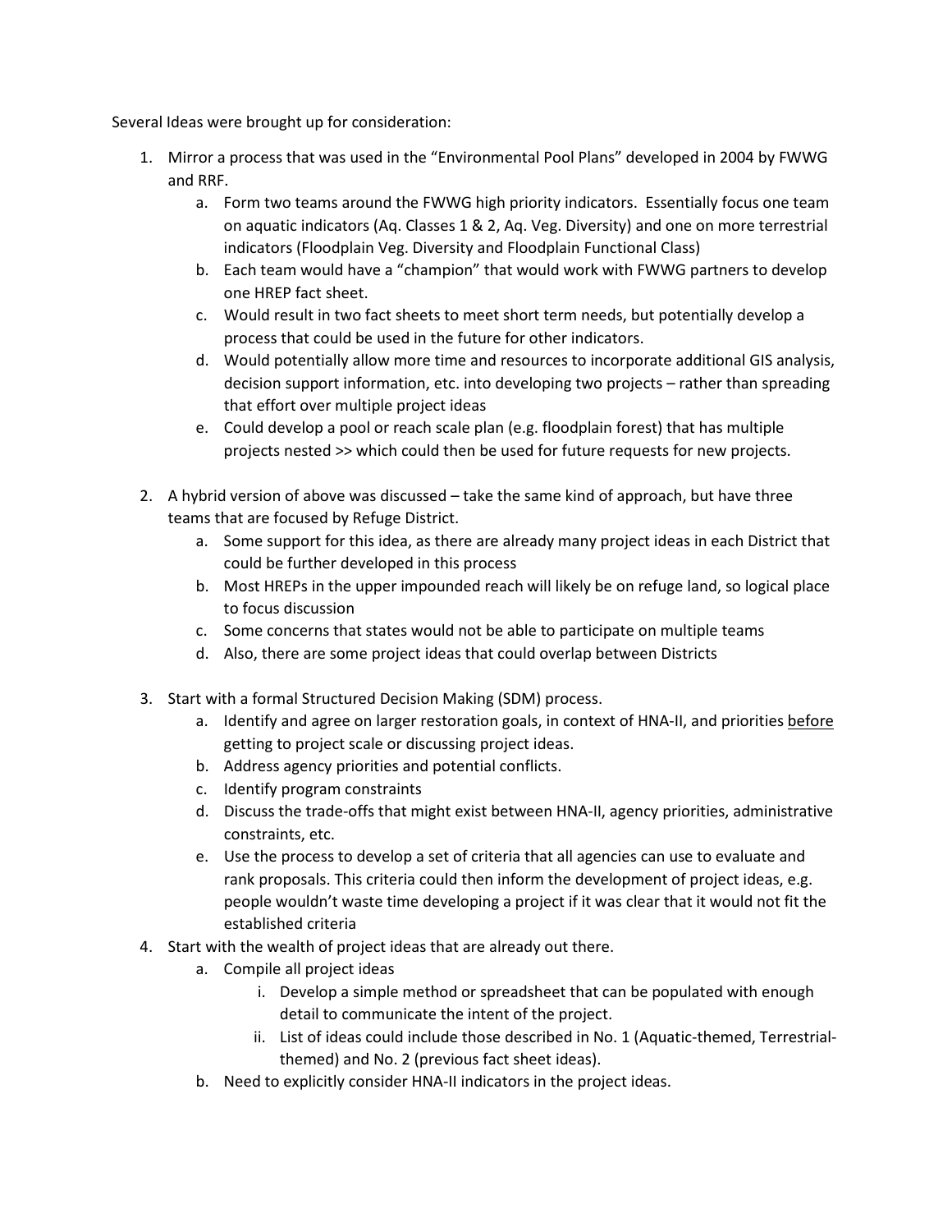Several Ideas were brought up for consideration:

1. Mirror a process that was used in the "Environmental Pool Plans" developed in 2004 by FWWG and RRF.
    a. Form two teams around the FWWG high priority indicators. Essentially focus one team on aquatic indicators (Aq. Classes 1 & 2, Aq. Veg. Diversity) and one on more terrestrial indicators (Floodplain Veg. Diversity and Floodplain Functional Class)
    b. Each team would have a "champion" that would work with FWWG partners to develop one HREP fact sheet.
    c. Would result in two fact sheets to meet short term needs, but potentially develop a process that could be used in the future for other indicators.
    d. Would potentially allow more time and resources to incorporate additional GIS analysis, decision support information, etc. into developing two projects – rather than spreading that effort over multiple project ideas
    e. Could develop a pool or reach scale plan (e.g. floodplain forest) that has multiple projects nested >> which could then be used for future requests for new projects.

2. A hybrid version of above was discussed – take the same kind of approach, but have three teams that are focused by Refuge District.
    a. Some support for this idea, as there are already many project ideas in each District that could be further developed in this process
    b. Most HREPs in the upper impounded reach will likely be on refuge land, so logical place to focus discussion
    c. Some concerns that states would not be able to participate on multiple teams
    d. Also, there are some project ideas that could overlap between Districts

3. Start with a formal Structured Decision Making (SDM) process.
    a. Identify and agree on larger restoration goals, in context of HNA-II, and priorities <u>before</u> getting to project scale or discussing project ideas.
    b. Address agency priorities and potential conflicts.
    c. Identify program constraints
    d. Discuss the trade-offs that might exist between HNA-II, agency priorities, administrative constraints, etc.
    e. Use the process to develop a set of criteria that all agencies can use to evaluate and rank proposals. This criteria could then inform the development of project ideas, e.g. people wouldn't waste time developing a project if it was clear that it would not fit the established criteria
4. Start with the wealth of project ideas that are already out there.
    a. Compile all project ideas
        i. Develop a simple method or spreadsheet that can be populated with enough detail to communicate the intent of the project.
        ii. List of ideas could include those described in No. 1 (Aquatic-themed, Terrestrial-themed) and No. 2 (previous fact sheet ideas).
    b. Need to explicitly consider HNA-II indicators in the project ideas.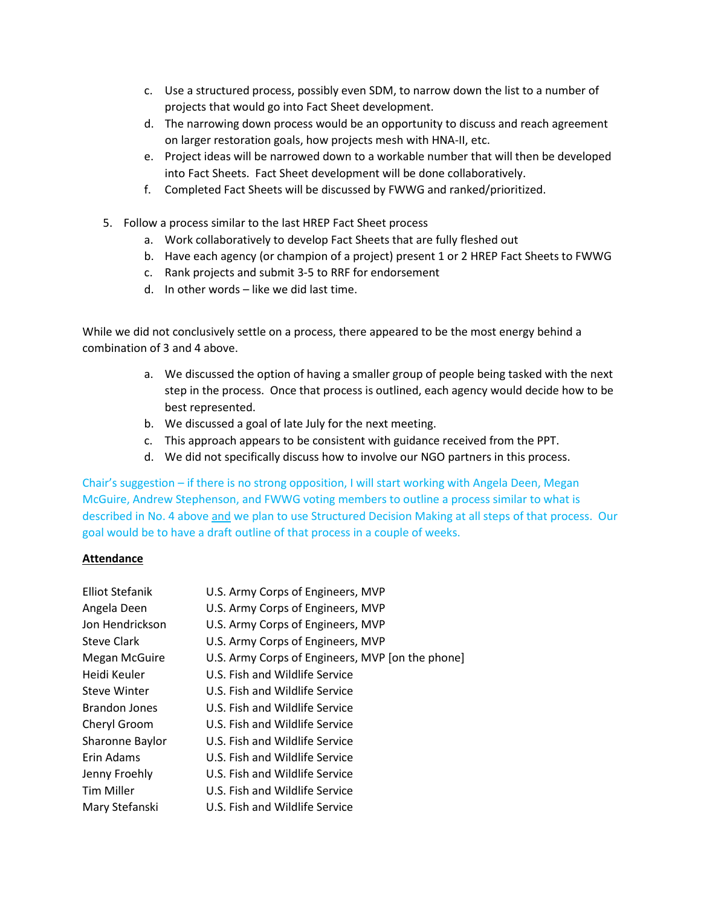c. Use a structured process, possibly even SDM, to narrow down the list to a number of projects that would go into Fact Sheet development.
d. The narrowing down process would be an opportunity to discuss and reach agreement on larger restoration goals, how projects mesh with HNA-II, etc.
e. Project ideas will be narrowed down to a workable number that will then be developed into Fact Sheets. Fact Sheet development will be done collaboratively.
f. Completed Fact Sheets will be discussed by FWWG and ranked/prioritized.

5. Follow a process similar to the last HREP Fact Sheet process
   a. Work collaboratively to develop Fact Sheets that are fully fleshed out
   b. Have each agency (or champion of a project) present 1 or 2 HREP Fact Sheets to FWWG
   c. Rank projects and submit 3-5 to RRF for endorsement
   d. In other words – like we did last time.

While we did not conclusively settle on a process, there appeared to be the most energy behind a combination of 3 and 4 above.

a. We discussed the option of having a smaller group of people being tasked with the next step in the process. Once that process is outlined, each agency would decide how to be best represented.
b. We discussed a goal of late July for the next meeting.
c. This approach appears to be consistent with guidance received from the PPT.
d. We did not specifically discuss how to involve our NGO partners in this process.

Chair's suggestion – if there is no strong opposition, I will start working with Angela Deen, Megan McGuire, Andrew Stephenson, and FWWG voting members to outline a process similar to what is described in No. 4 above <u>and</u> we plan to use Structured Decision Making at all steps of that process. Our goal would be to have a draft outline of that process in a couple of weeks.

**<u>Attendance</u>**

| | |
|---|---|
| Elliot Stefanik | U.S. Army Corps of Engineers, MVP |
| Angela Deen | U.S. Army Corps of Engineers, MVP |
| Jon Hendrickson | U.S. Army Corps of Engineers, MVP |
| Steve Clark | U.S. Army Corps of Engineers, MVP |
| Megan McGuire | U.S. Army Corps of Engineers, MVP [on the phone] |
| Heidi Keuler | U.S. Fish and Wildlife Service |
| Steve Winter | U.S. Fish and Wildlife Service |
| Brandon Jones | U.S. Fish and Wildlife Service |
| Cheryl Groom | U.S. Fish and Wildlife Service |
| Sharonne Baylor | U.S. Fish and Wildlife Service |
| Erin Adams | U.S. Fish and Wildlife Service |
| Jenny Froehly | U.S. Fish and Wildlife Service |
| Tim Miller | U.S. Fish and Wildlife Service |
| Mary Stefanski | U.S. Fish and Wildlife Service |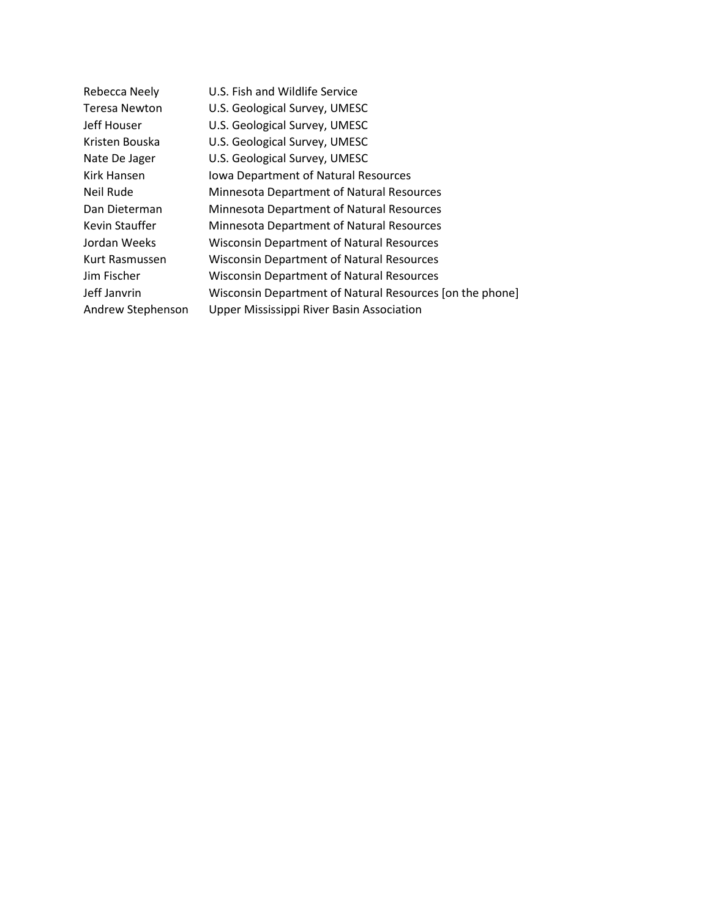| | |
|---|---|
| Rebecca Neely | U.S. Fish and Wildlife Service |
| Teresa Newton | U.S. Geological Survey, UMESC |
| Jeff Houser | U.S. Geological Survey, UMESC |
| Kristen Bouska | U.S. Geological Survey, UMESC |
| Nate De Jager | U.S. Geological Survey, UMESC |
| Kirk Hansen | Iowa Department of Natural Resources |
| Neil Rude | Minnesota Department of Natural Resources |
| Dan Dieterman | Minnesota Department of Natural Resources |
| Kevin Stauffer | Minnesota Department of Natural Resources |
| Jordan Weeks | Wisconsin Department of Natural Resources |
| Kurt Rasmussen | Wisconsin Department of Natural Resources |
| Jim Fischer | Wisconsin Department of Natural Resources |
| Jeff Janvrin | Wisconsin Department of Natural Resources [on the phone] |
| Andrew Stephenson | Upper Mississippi River Basin Association |